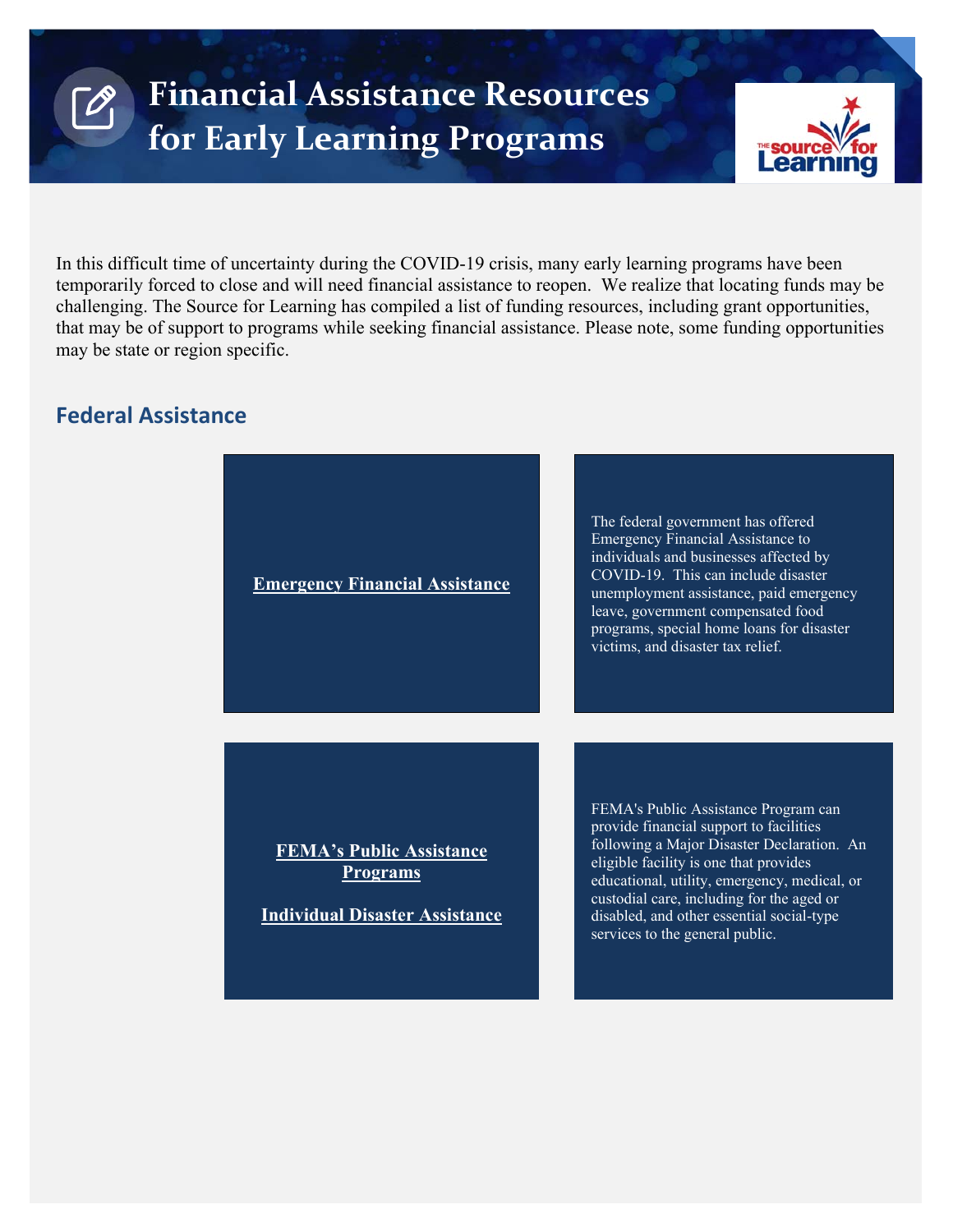# Financial Assistance Resources for Early Learning Programs

In this difficult time of uncertainty during the COVID-19 crisis, many early learning programs have been temporarily forced to close and will need financial assistance to reopen. We realize that locating funds may be challenging. The Source for Learning has compiled a list of funding resources, including grant opportunities, that may be of support to programs while seeking financial assistance. Please note, some funding opportunities may be state or region specific.

## Federal Assistance

**Emergency Financial Assistance**

The federal government has offered Emergency Financial Assistance to individuals and businesses affected by COVID-19. This can include disaster unemployment assistance, paid emergency leave, government compensated food programs, special home loans for disaster victims, and disaster tax relief.

**FEMA's Public Assistance Programs**

**Individual Disaster Assistance**

FEMA's Public Assistance Program can provide financial support to facilities following a Major Disaster Declaration. An eligible facility is one that provides educational, utility, emergency, medical, or custodial care, including for the aged or disabled, and other essential social-type services to the general public.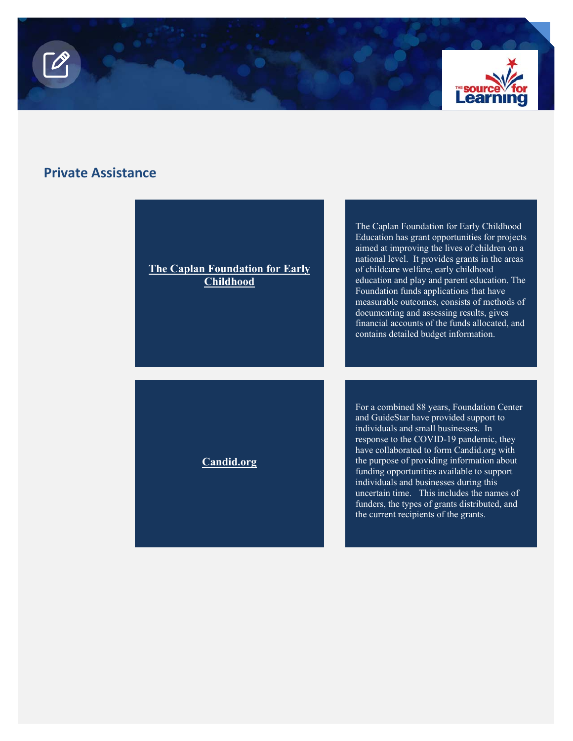## Private Assistance

| **The Caplan Foundation for Early Childhood** | The Caplan Foundation for Early Childhood Education has grant opportunities for projects aimed at improving the lives of children on a national level. It provides grants in the areas of childcare welfare, early childhood education and play and parent education. The Foundation funds applications that have measurable outcomes, consists of methods of documenting and assessing results, gives financial accounts of the funds allocated, and contains detailed budget information. |
| --- | --- |
| **Candid.org** | For a combined 88 years, Foundation Center and GuideStar have provided support to individuals and small businesses. In response to the COVID-19 pandemic, they have collaborated to form Candid.org with the purpose of providing information about funding opportunities available to support individuals and businesses during this uncertain time. This includes the names of funders, the types of grants distributed, and the current recipients of the grants. |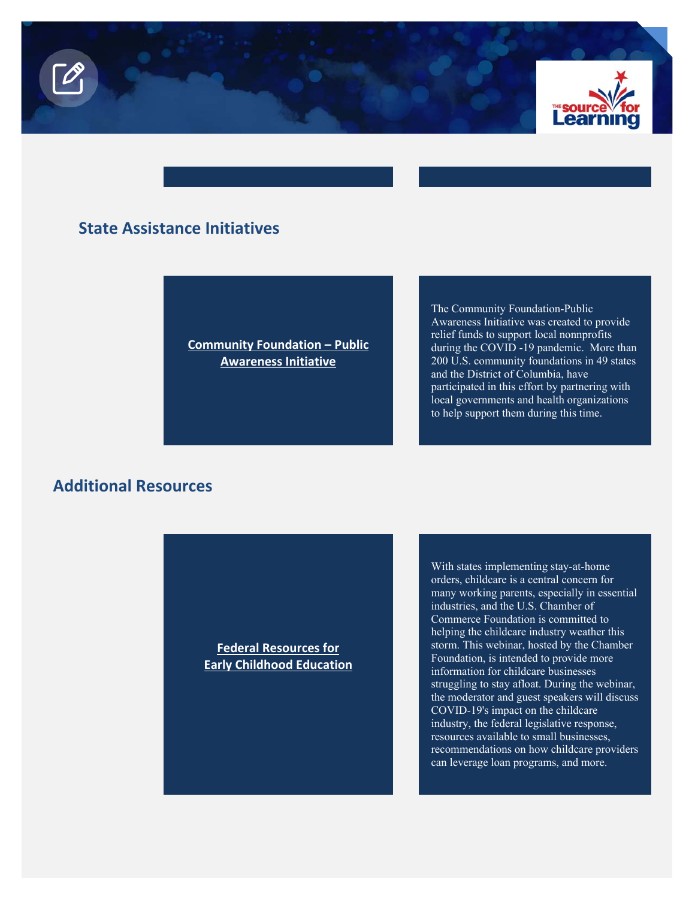## State Assistance Initiatives

| **Community Foundation – Public Awareness Initiative** | The Community Foundation-Public Awareness Initiative was created to provide relief funds to support local nonprofits during the COVID -19 pandemic. More than 200 U.S. community foundations in 49 states and the District of Columbia, have participated in this effort by partnering with local governments and health organizations to help support them during this time. |
|---|---|

## Additional Resources

| **Federal Resources for Early Childhood Education** | With states implementing stay-at-home orders, childcare is a central concern for many working parents, especially in essential industries, and the U.S. Chamber of Commerce Foundation is committed to helping the childcare industry weather this storm. This webinar, hosted by the Chamber Foundation, is intended to provide more information for childcare businesses struggling to stay afloat. During the webinar, the moderator and guest speakers will discuss COVID-19's impact on the childcare industry, the federal legislative response, resources available to small businesses, recommendations on how childcare providers can leverage loan programs, and more. |
|---|---|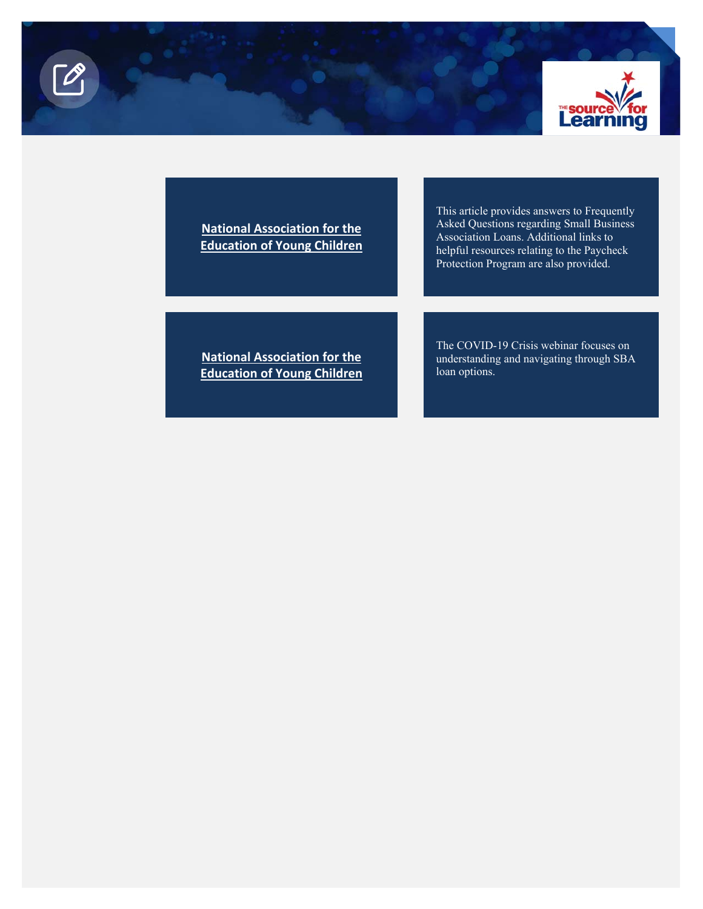| | |
|---|---|
| **National Association for the Education of Young Children** | This article provides answers to Frequently Asked Questions regarding Small Business Association Loans. Additional links to helpful resources relating to the Paycheck Protection Program are also provided. |
| **National Association for the Education of Young Children** | The COVID-19 Crisis webinar focuses on understanding and navigating through SBA loan options. |